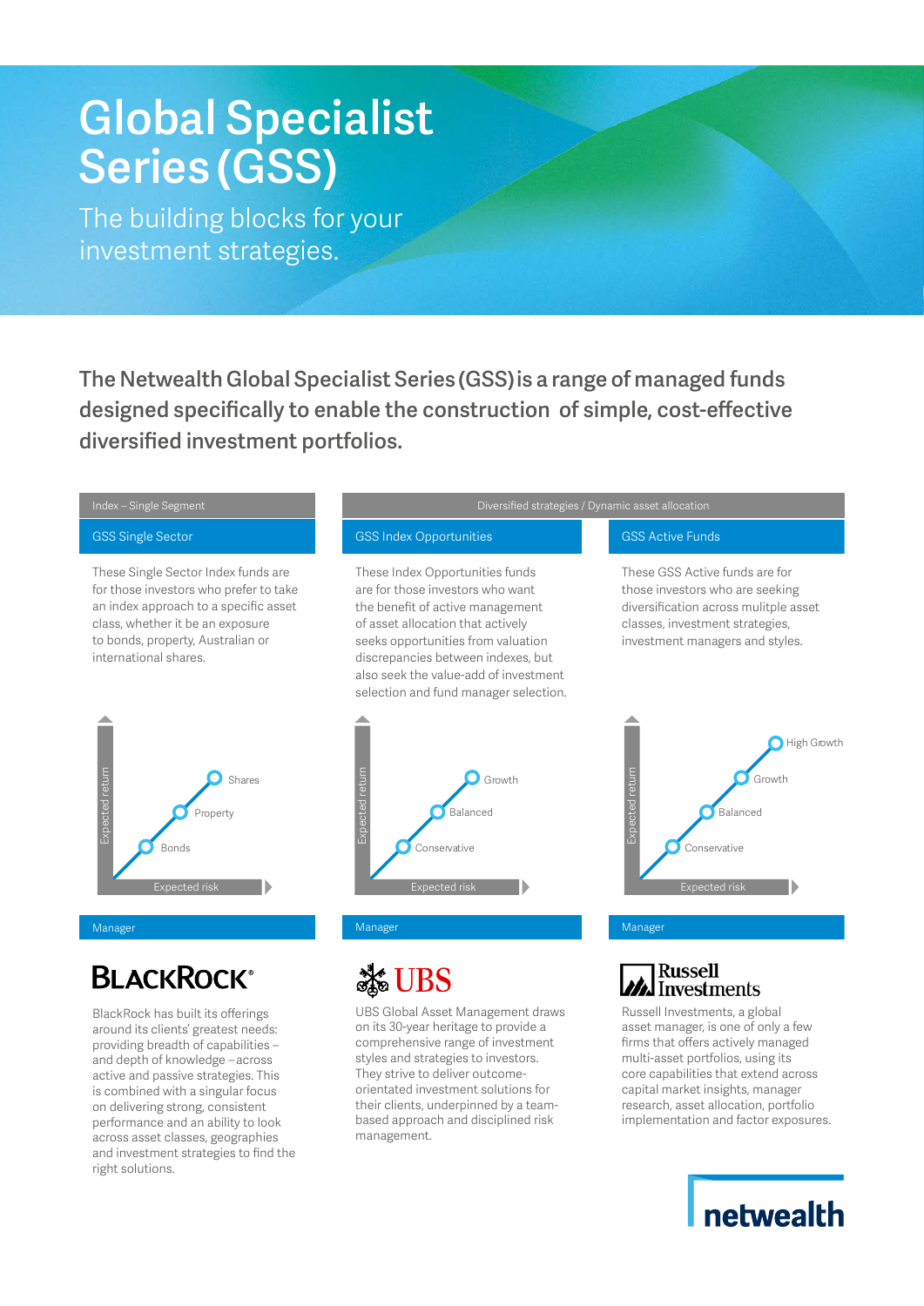# Global Specialist Series (GSS)

The building blocks for your investment strategies.

**The Netwealth Global Specialist Series (GSS) is a range of managed funds designed specifically to enable the construction of simple, cost-effective diversified investment portfolios.**

Index – Single Segment

## GSS Single Sector

These Single Sector Index funds are for those investors who prefer to take an index approach to a specific asset class, whether it be an exposure to bonds, property, Australian or international shares.

Expected return / Expected risk: Bonds, Property, Shares

**Manager**

BLACKROCK®

BlackRock has built its offerings around its clients' greatest needs: providing breadth of capabilities – and depth of knowledge – across active and passive strategies. This is combined with a singular focus on delivering strong, consistent performance and an ability to look across asset classes, geographies and investment strategies to find the right solutions.

Diversified strategies / Dynamic asset allocation

## GSS Index Opportunities

These Index Opportunities funds are for those investors who want the benefit of active management of asset allocation that actively seeks opportunities from valuation discrepancies between indexes, but also seek the value-add of investment selection and fund manager selection.

Expected return / Expected risk: Conservative, Balanced, Growth

**Manager**

UBS

UBS Global Asset Management draws on its 30-year heritage to provide a comprehensive range of investment styles and strategies to investors. They strive to deliver outcome-orientated investment solutions for their clients, underpinned by a team-based approach and disciplined risk management.

## GSS Active Funds

These GSS Active funds are for those investors who are seeking diversification across mulitple asset classes, investment strategies, investment managers and styles.

Expected return / Expected risk: Conservative, Balanced, Growth, High Growth

**Manager**

Russell Investments

Russell Investments, a global asset manager, is one of only a few firms that offers actively managed multi-asset portfolios, using its core capabilities that extend across capital market insights, manager research, asset allocation, portfolio implementation and factor exposures.

netwealth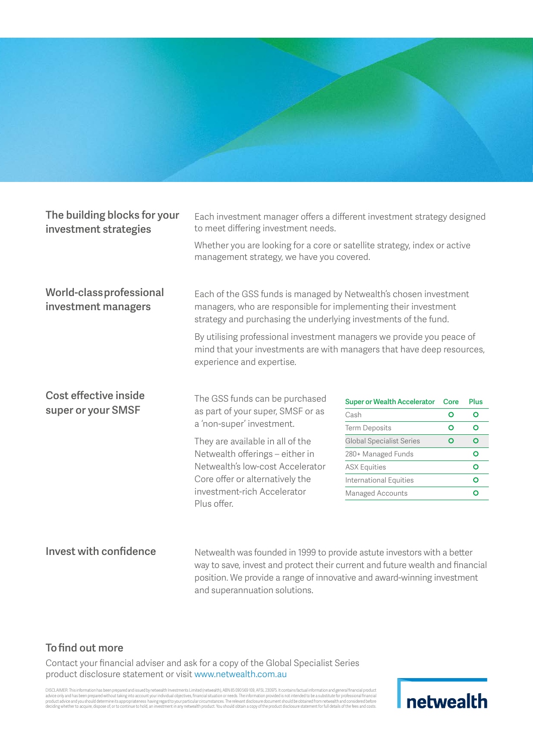## The building blocks for your investment strategies

Each investment manager offers a different investment strategy designed to meet differing investment needs.

Whether you are looking for a core or satellite strategy, index or active management strategy, we have you covered.

## World-class professional investment managers

Each of the GSS funds is managed by Netwealth's chosen investment managers, who are responsible for implementing their investment strategy and purchasing the underlying investments of the fund.

By utilising professional investment managers we provide you peace of mind that your investments are with managers that have deep resources, experience and expertise.

## Cost effective inside super or your SMSF

The GSS funds can be purchased as part of your super, SMSF or as a 'non-super' investment.

They are available in all of the Netwealth offerings – either in Netwealth's low-cost Accelerator Core offer or alternatively the investment-rich Accelerator Plus offer.

| Super or Wealth Accelerator | Core | Plus |
|---|---|---|
| Cash | o | o |
| Term Deposits | o | o |
| Global Specialist Series | o | o |
| 280+ Managed Funds | | o |
| ASX Equities | | o |
| International Equities | | o |
| Managed Accounts | | o |

## Invest with confidence

Netwealth was founded in 1999 to provide astute investors with a better way to save, invest and protect their current and future wealth and financial position. We provide a range of innovative and award-winning investment and superannuation solutions.

## To find out more

Contact your financial adviser and ask for a copy of the Global Specialist Series product disclosure statement or visit www.netwealth.com.au

DISCLAIMER: This information has been prepared and issued by netwealth Investments Limited (netwealth), ABN 85 090 569 109, AFSL 230975. It contains factual information and general financial product advice only and has been prepared without taking into account your individual objectives, financial situation or needs. The information provided is not intended to be a substitute for professional financial product advice and you should determine its appropriateness having regard to your particular circumstances. The relevant disclosure document should be obtained from netwealth and considered before deciding whether to acquire, dispose of, or to continue to hold, an investment in any netwealth product. You should obtain a copy of the product disclosure statement for full details of the fees and costs.

netwealth